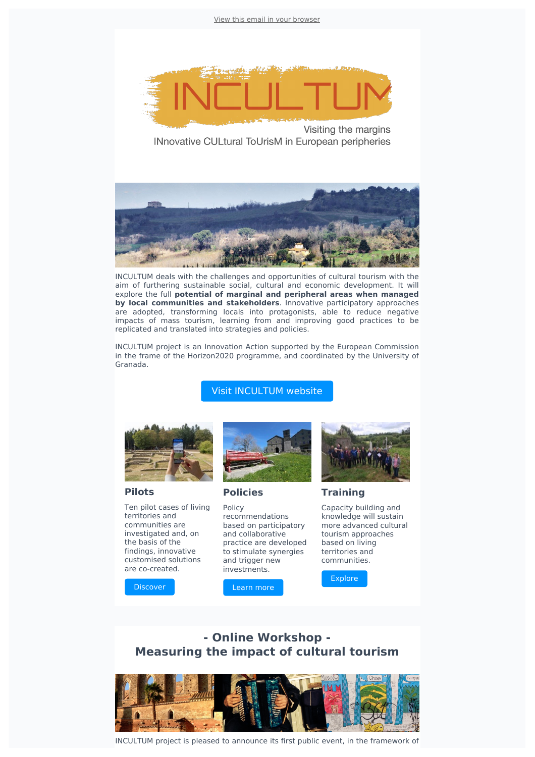View this email in your browser

INCULTUM

Visiting the margins
INnovative CULtural ToUrisM in European peripheries

INCULTUM deals with the challenges and opportunities of cultural tourism with the aim of furthering sustainable social, cultural and economic development. It will explore the full **potential of marginal and peripheral areas when managed by local communities and stakeholders**. Innovative participatory approaches are adopted, transforming locals into protagonists, able to reduce negative impacts of mass tourism, learning from and improving good practices to be replicated and translated into strategies and policies.

INCULTUM project is an Innovation Action supported by the European Commission in the frame of the Horizon2020 programme, and coordinated by the University of Granada.

Visit INCULTUM website

### Pilots

Ten pilot cases of living territories and communities are investigated and, on the basis of the findings, innovative customised solutions are co-created.

Discover

### Policies

Policy recommendations based on participatory and collaborative practice are developed to stimulate synergies and trigger new investments.

Learn more

### Training

Capacity building and knowledge will sustain more advanced cultural tourism approaches based on living territories and communities.

Explore

## - Online Workshop -
## Measuring the impact of cultural tourism

INCULTUM project is pleased to announce its first public event, in the framework of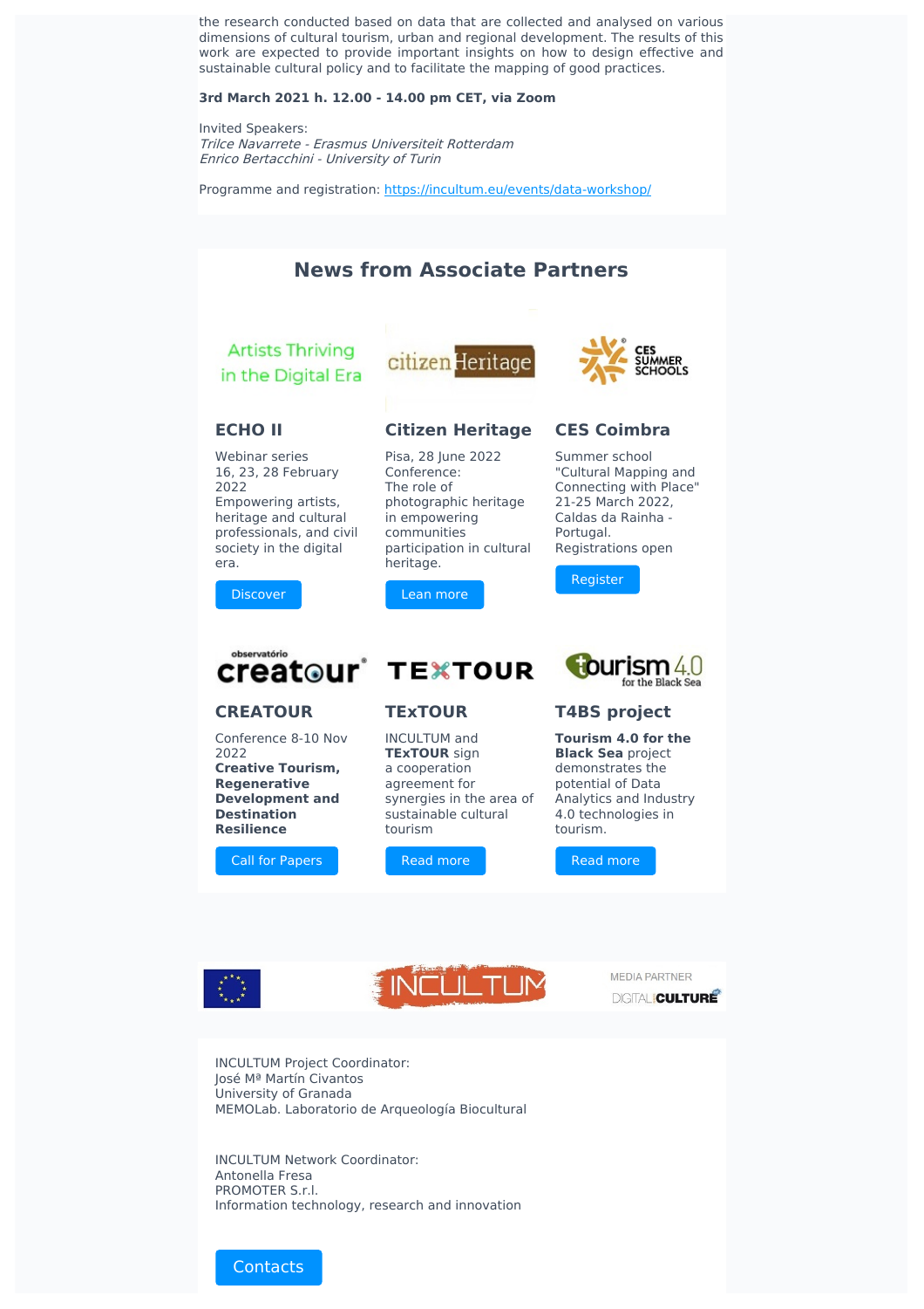the research conducted based on data that are collected and analysed on various dimensions of cultural tourism, urban and regional development. The results of this work are expected to provide important insights on how to design effective and sustainable cultural policy and to facilitate the mapping of good practices.

**3rd March 2021 h. 12.00 - 14.00 pm CET, via Zoom**

Invited Speakers:
*Trilce Navarrete - Erasmus Universiteit Rotterdam*
*Enrico Bertacchini - University of Turin*

Programme and registration: https://incultum.eu/events/data-workshop/

## News from Associate Partners

### ECHO II

Webinar series
16, 23, 28 February 2022
Empowering artists, heritage and cultural professionals, and civil society in the digital era.

Discover

### Citizen Heritage

Pisa, 28 June 2022
Conference:
The role of photographic heritage in empowering communities participation in cultural heritage.

Lean more

### CES Coimbra

Summer school "Cultural Mapping and Connecting with Place"
21-25 March 2022, Caldas da Rainha - Portugal.
Registrations open

Register

### CREATOUR

Conference 8-10 Nov 2022
**Creative Tourism, Regenerative Development and Destination Resilience**

Call for Papers

### TExTOUR

INCULTUM and **TExTOUR** sign a cooperation agreement for synergies in the area of sustainable cultural tourism

Read more

### T4BS project

**Tourism 4.0 for the Black Sea** project demonstrates the potential of Data Analytics and Industry 4.0 technologies in tourism.

Read more

MEDIA PARTNER

INCULTUM Project Coordinator:
José Mª Martín Civantos
University of Granada
MEMOLab. Laboratorio de Arqueología Biocultural

INCULTUM Network Coordinator:
Antonella Fresa
PROMOTER S.r.l.
Information technology, research and innovation

Contacts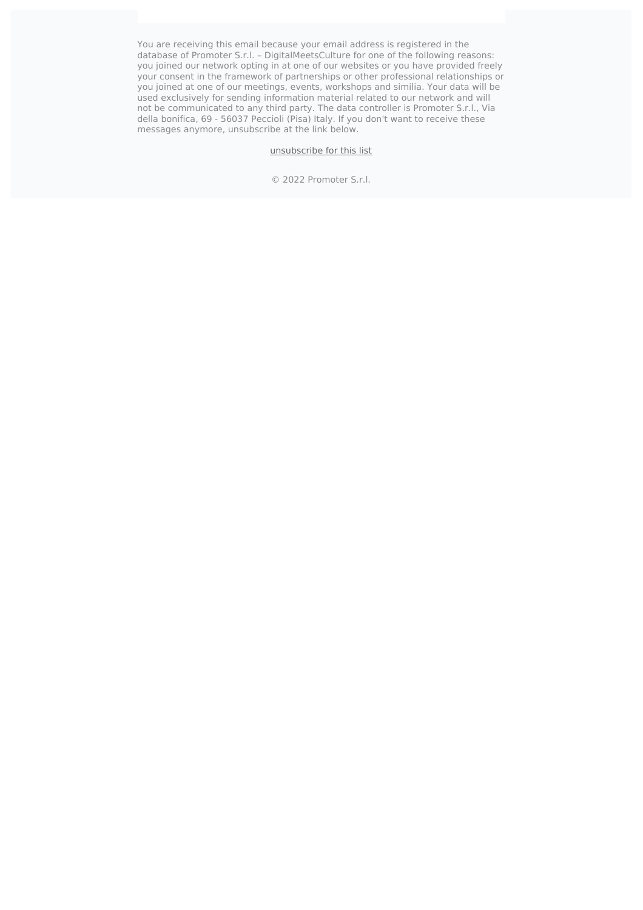You are receiving this email because your email address is registered in the database of Promoter S.r.l. – DigitalMeetsCulture for one of the following reasons: you joined our network opting in at one of our websites or you have provided freely your consent in the framework of partnerships or other professional relationships or you joined at one of our meetings, events, workshops and similia. Your data will be used exclusively for sending information material related to our network and will not be communicated to any third party. The data controller is Promoter S.r.l., Via della bonifica, 69 - 56037 Peccioli (Pisa) Italy. If you don't want to receive these messages anymore, unsubscribe at the link below.

unsubscribe for this list

© 2022 Promoter S.r.l.